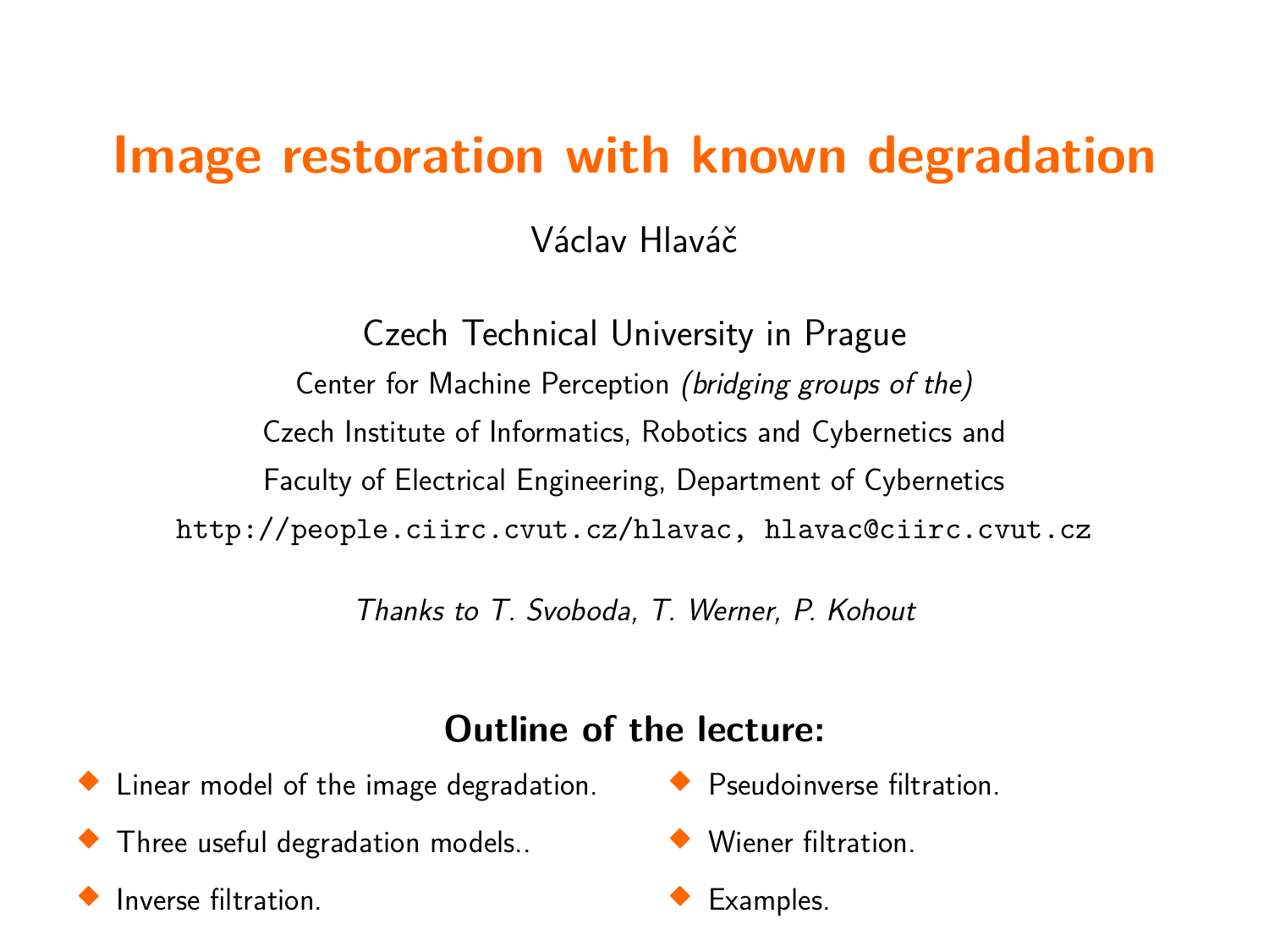# Image restoration with known degradation

Václav Hlaváč

Czech Technical University in Prague

Center for Machine Perception *(bridging groups of the)*

Czech Institute of Informatics, Robotics and Cybernetics and

Faculty of Electrical Engineering, Department of Cybernetics

http://people.ciirc.cvut.cz/hlavac, hlavac@ciirc.cvut.cz

*Thanks to T. Svoboda, T. Werner, P. Kohout*

## Outline of the lecture:

- Linear model of the image degradation.
- Three useful degradation models..
- Inverse filtration.
- Pseudoinverse filtration.
- Wiener filtration.
- Examples.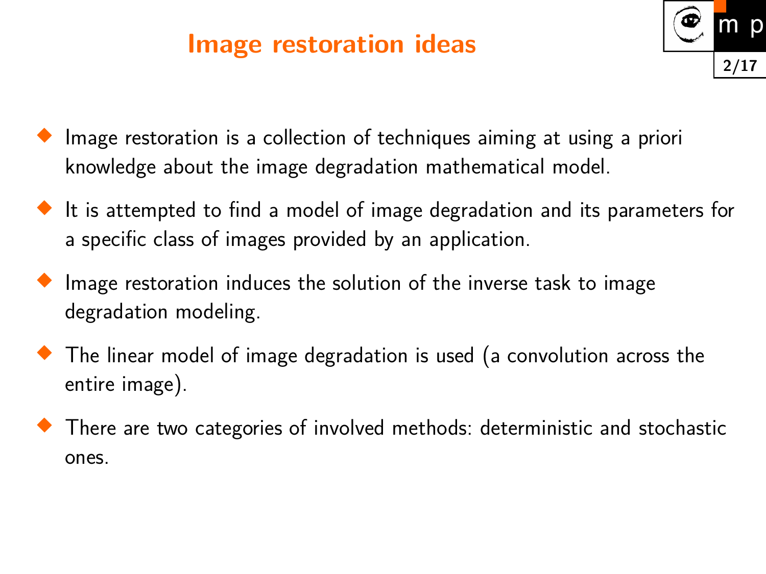# Image restoration ideas

- Image restoration is a collection of techniques aiming at using a priori knowledge about the image degradation mathematical model.
- It is attempted to find a model of image degradation and its parameters for a specific class of images provided by an application.
- Image restoration induces the solution of the inverse task to image degradation modeling.
- The linear model of image degradation is used (a convolution across the entire image).
- There are two categories of involved methods: deterministic and stochastic ones.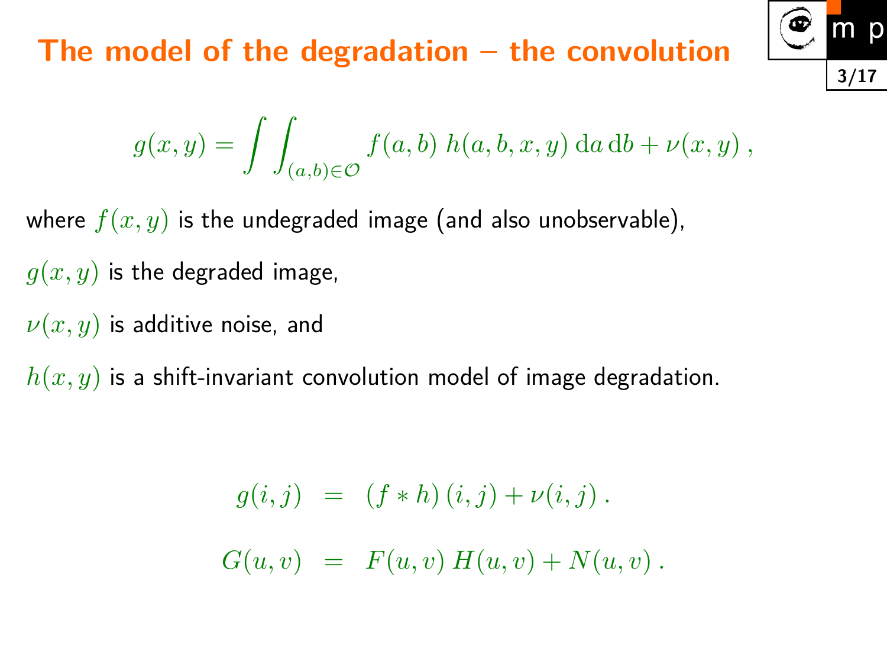# The model of the degradation – the convolution

$$g(x,y) = \int\int_{(a,b)\in\mathcal{O}} f(a,b)\, h(a,b,x,y)\, \mathrm{d}a\, \mathrm{d}b + \nu(x,y)\,,$$

where $f(x,y)$ is the undegraded image (and also unobservable),

$g(x,y)$ is the degraded image,

$\nu(x,y)$ is additive noise, and

$h(x,y)$ is a shift-invariant convolution model of image degradation.

$$\begin{aligned} g(i,j) &= (f * h)(i,j) + \nu(i,j)\,. \\ G(u,v) &= F(u,v)\, H(u,v) + N(u,v)\,. \end{aligned}$$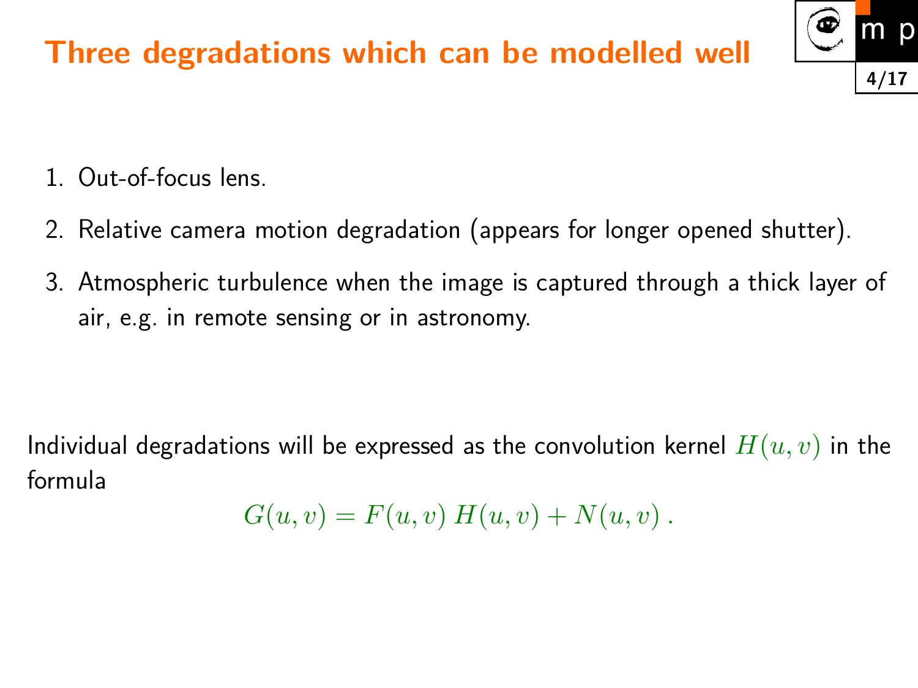# Three degradations which can be modelled well

1. Out-of-focus lens.
2. Relative camera motion degradation (appears for longer opened shutter).
3. Atmospheric turbulence when the image is captured through a thick layer of air, e.g. in remote sensing or in astronomy.

Individual degradations will be expressed as the convolution kernel $H(u,v)$ in the formula

$$G(u,v) = F(u,v)\,H(u,v) + N(u,v)\,.$$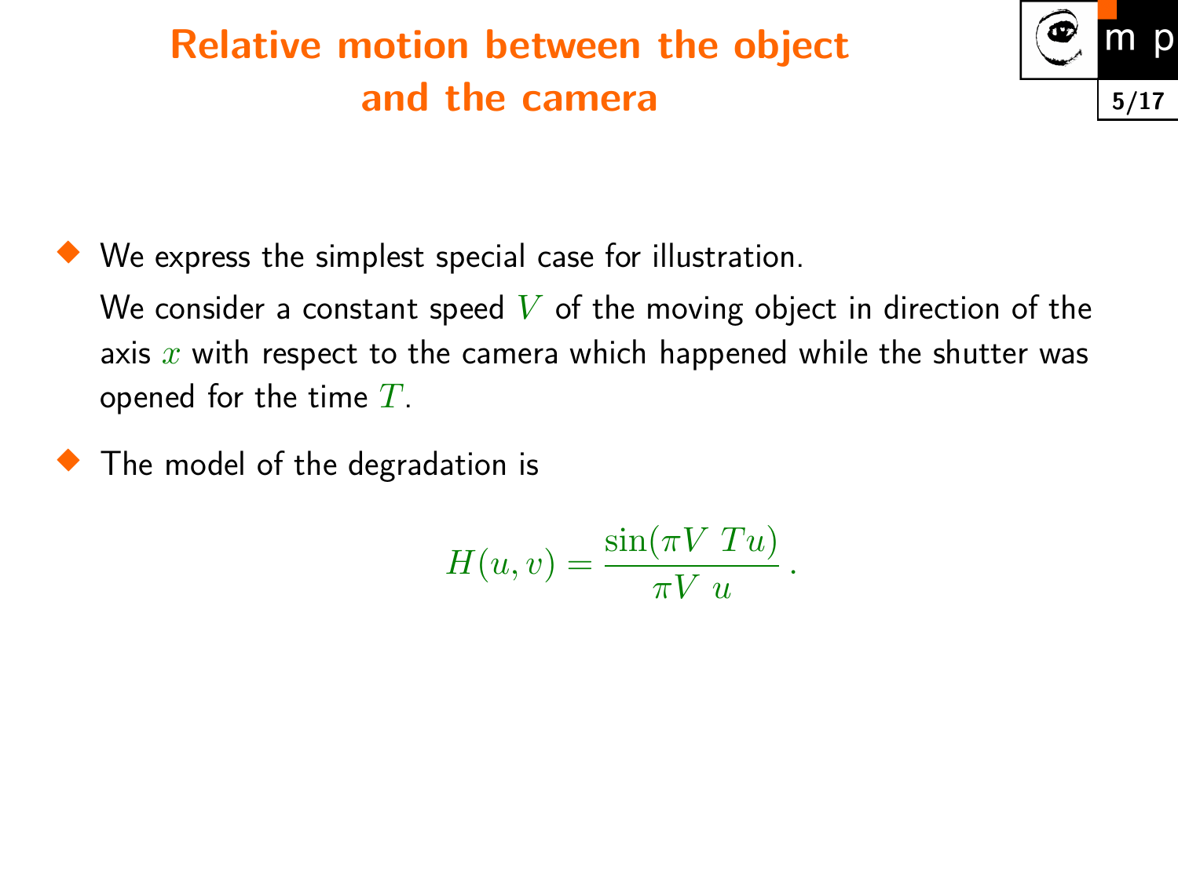# Relative motion between the object and the camera

- We express the simplest special case for illustration.

  We consider a constant speed $V$ of the moving object in direction of the axis $x$ with respect to the camera which happened while the shutter was opened for the time $T$.

- The model of the degradation is

$$H(u,v) = \frac{\sin(\pi V\ T u)}{\pi V\ u}\,.$$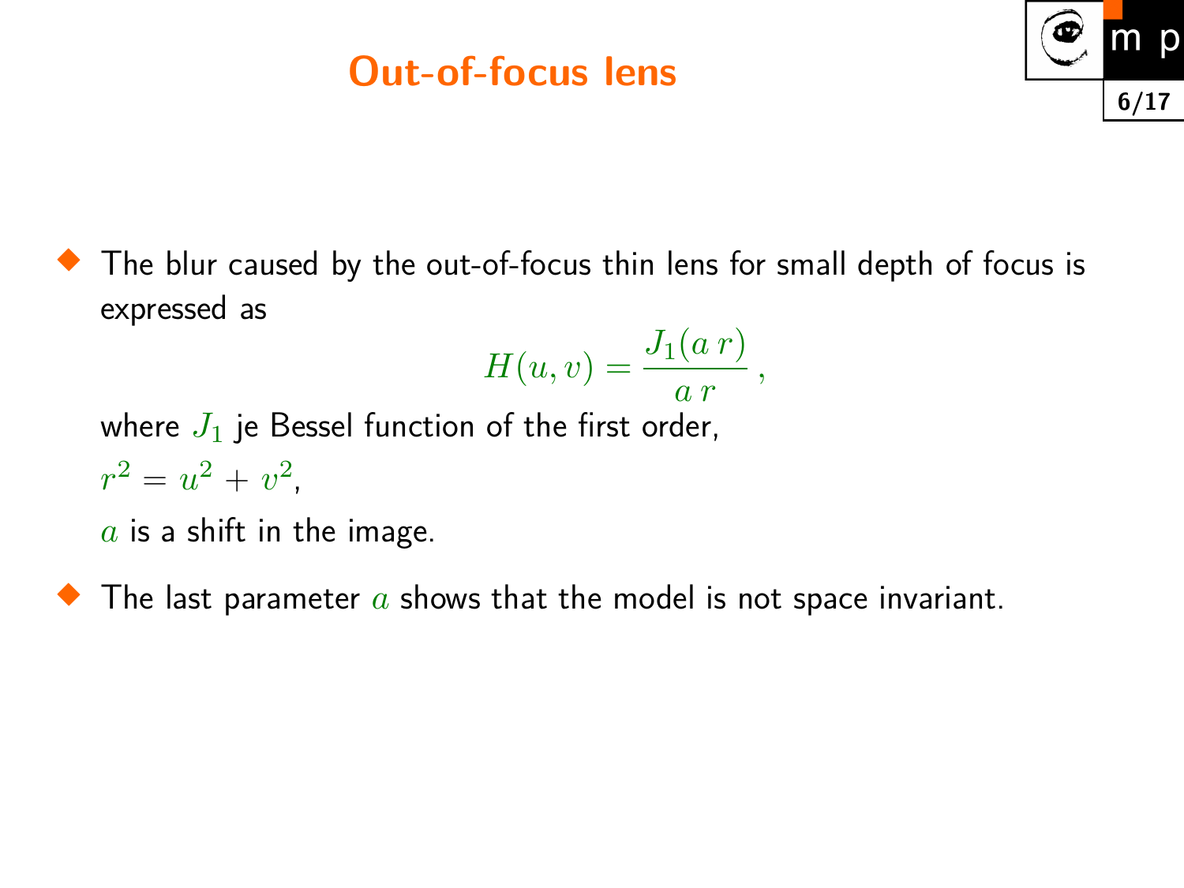# Out-of-focus lens

- The blur caused by the out-of-focus thin lens for small depth of focus is expressed as

$$H(u,v) = \frac{J_1(a\,r)}{a\,r}\,,$$

  where $J_1$ je Bessel function of the first order,

  $r^2 = u^2 + v^2$,

  $a$ is a shift in the image.

- The last parameter $a$ shows that the model is not space invariant.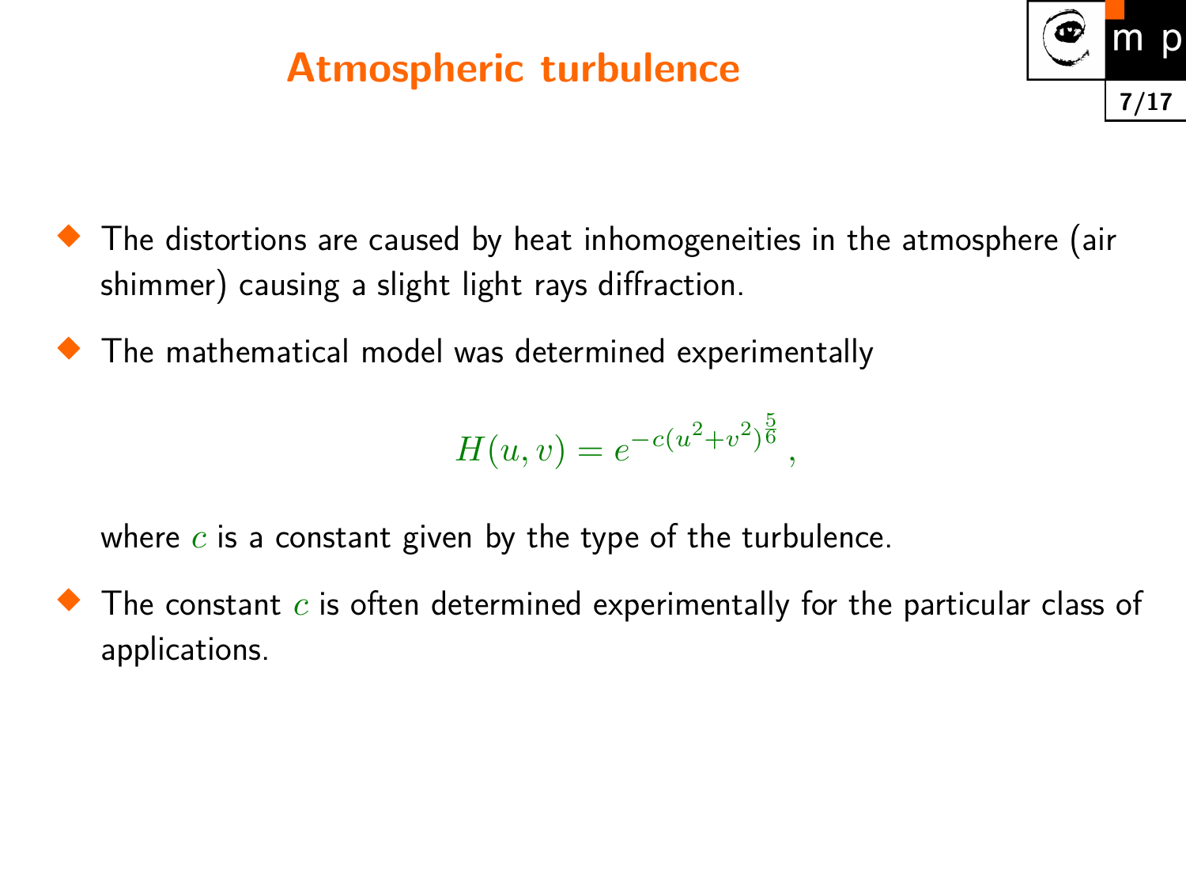# Atmospheric turbulence

- The distortions are caused by heat inhomogeneities in the atmosphere (air shimmer) causing a slight light rays diffraction.
- The mathematical model was determined experimentally

  $$H(u, v) = e^{-c(u^2+v^2)^{\frac{5}{6}}},$$

  where $c$ is a constant given by the type of the turbulence.
- The constant $c$ is often determined experimentally for the particular class of applications.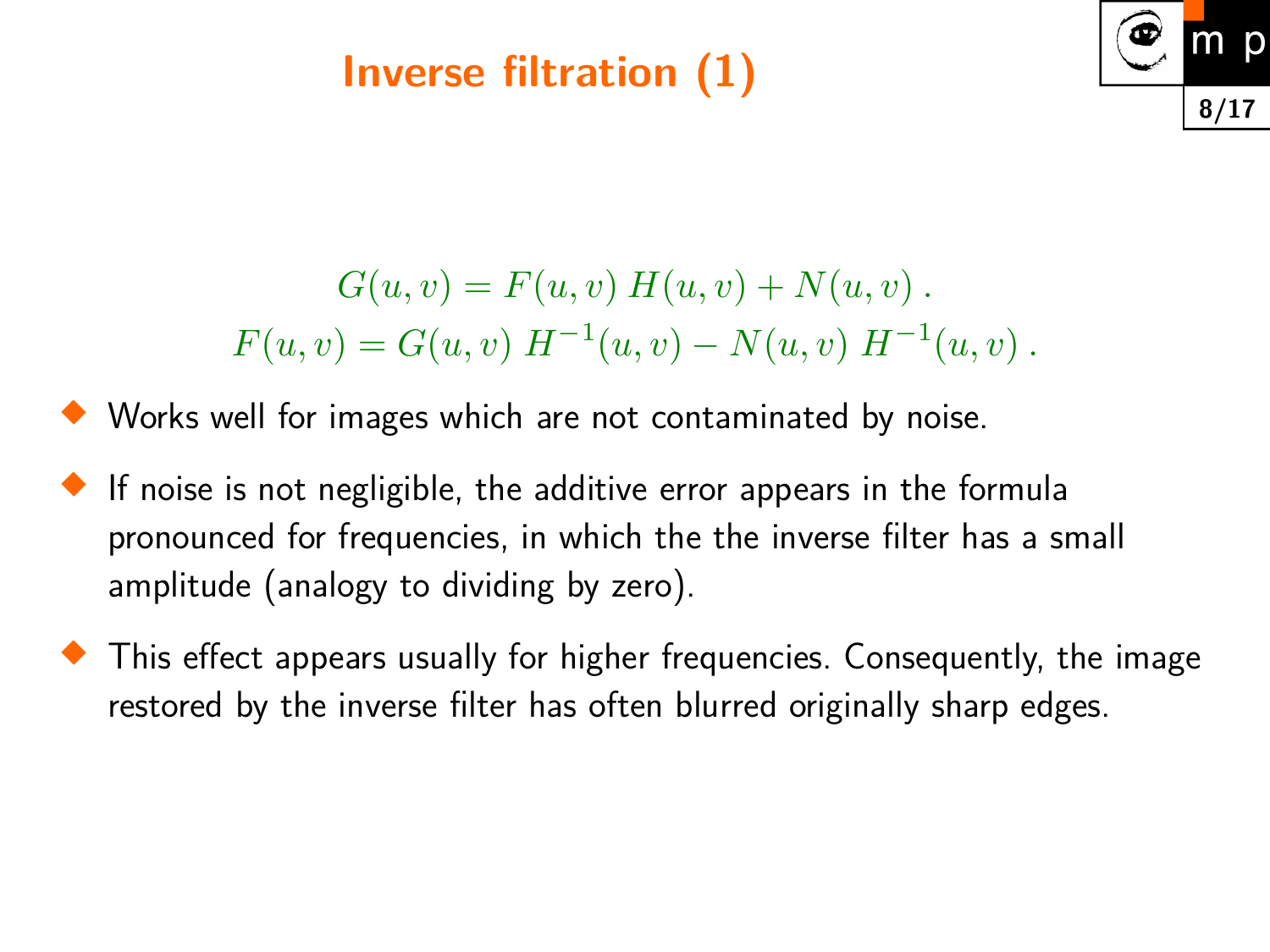# Inverse filtration (1)

$$G(u,v) = F(u,v)\, H(u,v) + N(u,v)\,.$$
$$F(u,v) = G(u,v)\, H^{-1}(u,v) - N(u,v)\, H^{-1}(u,v)\,.$$

- Works well for images which are not contaminated by noise.
- If noise is not negligible, the additive error appears in the formula pronounced for frequencies, in which the the inverse filter has a small amplitude (analogy to dividing by zero).
- This effect appears usually for higher frequencies. Consequently, the image restored by the inverse filter has often blurred originally sharp edges.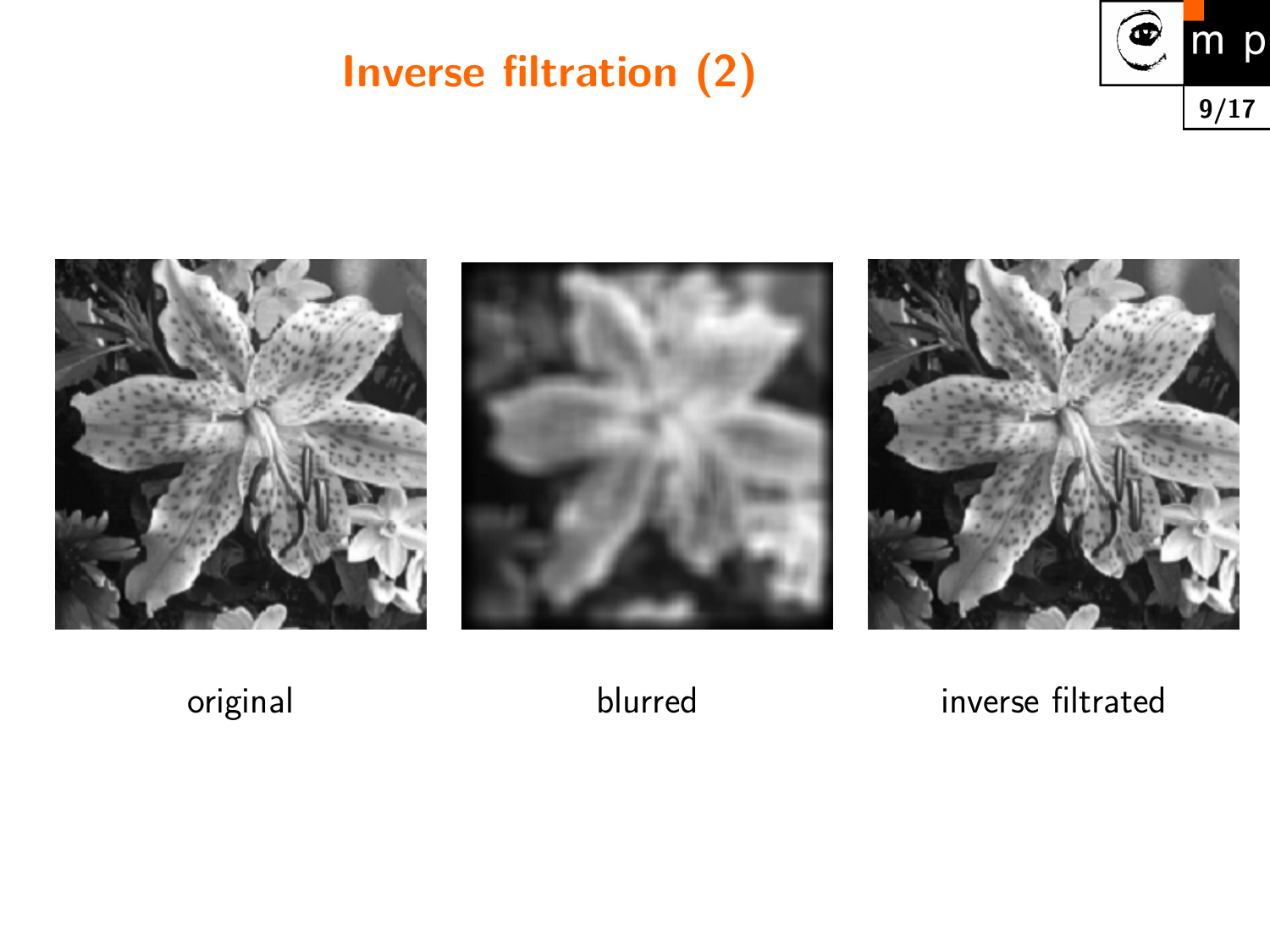# Inverse filtration (2)

original

blurred

inverse filtrated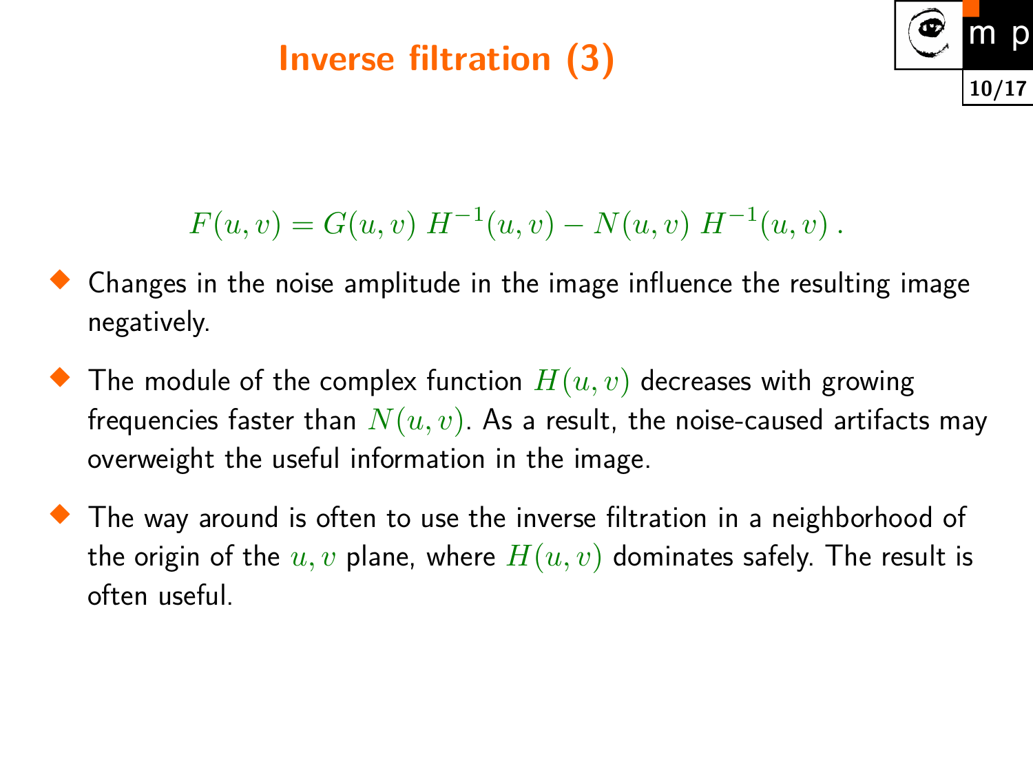# Inverse filtration (3)

$$F(u,v) = G(u,v)\; H^{-1}(u,v) - N(u,v)\; H^{-1}(u,v)\,.$$

- Changes in the noise amplitude in the image influence the resulting image negatively.
- The module of the complex function $H(u,v)$ decreases with growing frequencies faster than $N(u,v)$. As a result, the noise-caused artifacts may overweight the useful information in the image.
- The way around is often to use the inverse filtration in a neighborhood of the origin of the $u,v$ plane, where $H(u,v)$ dominates safely. The result is often useful.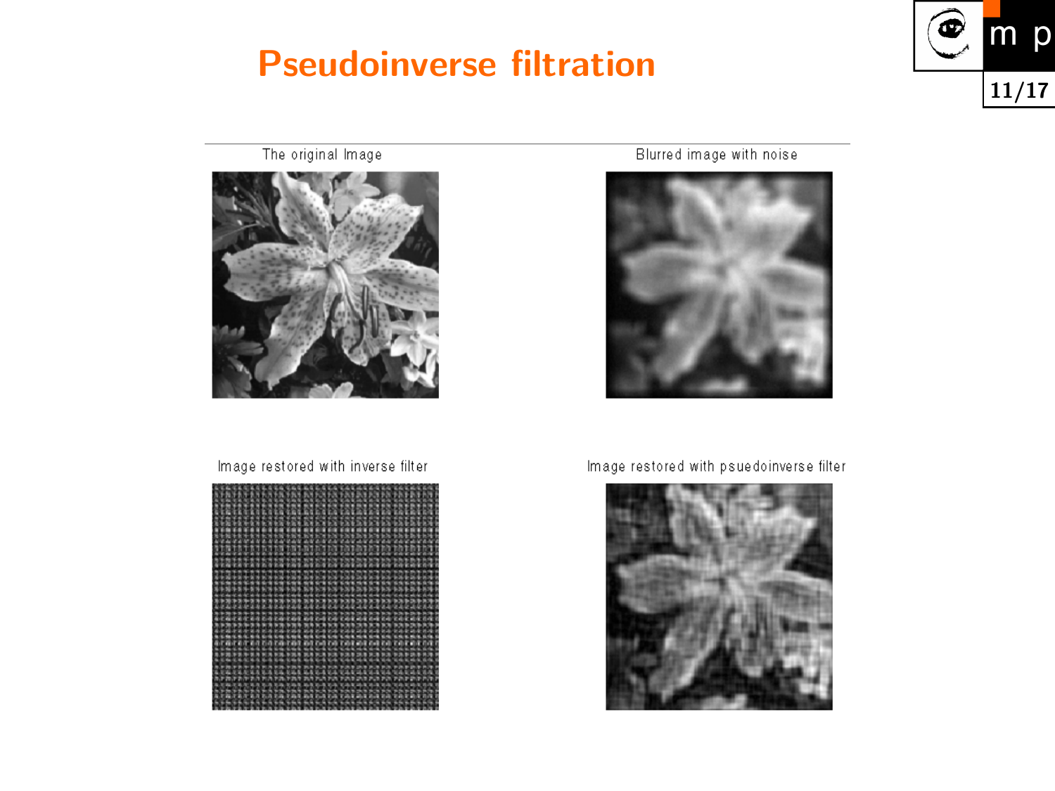# Pseudoinverse filtration

The original Image

Blurred image with noise

Image restored with inverse filter

Image restored with psuedoinverse filter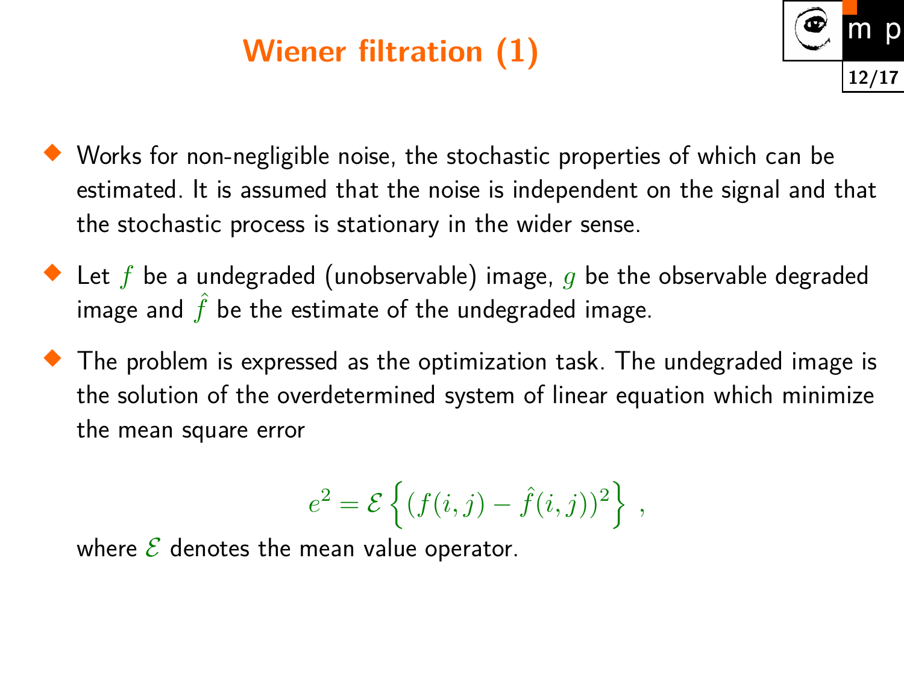# Wiener filtration (1)

- Works for non-negligible noise, the stochastic properties of which can be estimated. It is assumed that the noise is independent on the signal and that the stochastic process is stationary in the wider sense.
- Let $f$ be a undegraded (unobservable) image, $g$ be the observable degraded image and $\hat{f}$ be the estimate of the undegraded image.
- The problem is expressed as the optimization task. The undegraded image is the solution of the overdetermined system of linear equation which minimize the mean square error

$$e^2 = \mathcal{E}\left\{(f(i,j) - \hat{f}(i,j))^2\right\} \,,$$

where $\mathcal{E}$ denotes the mean value operator.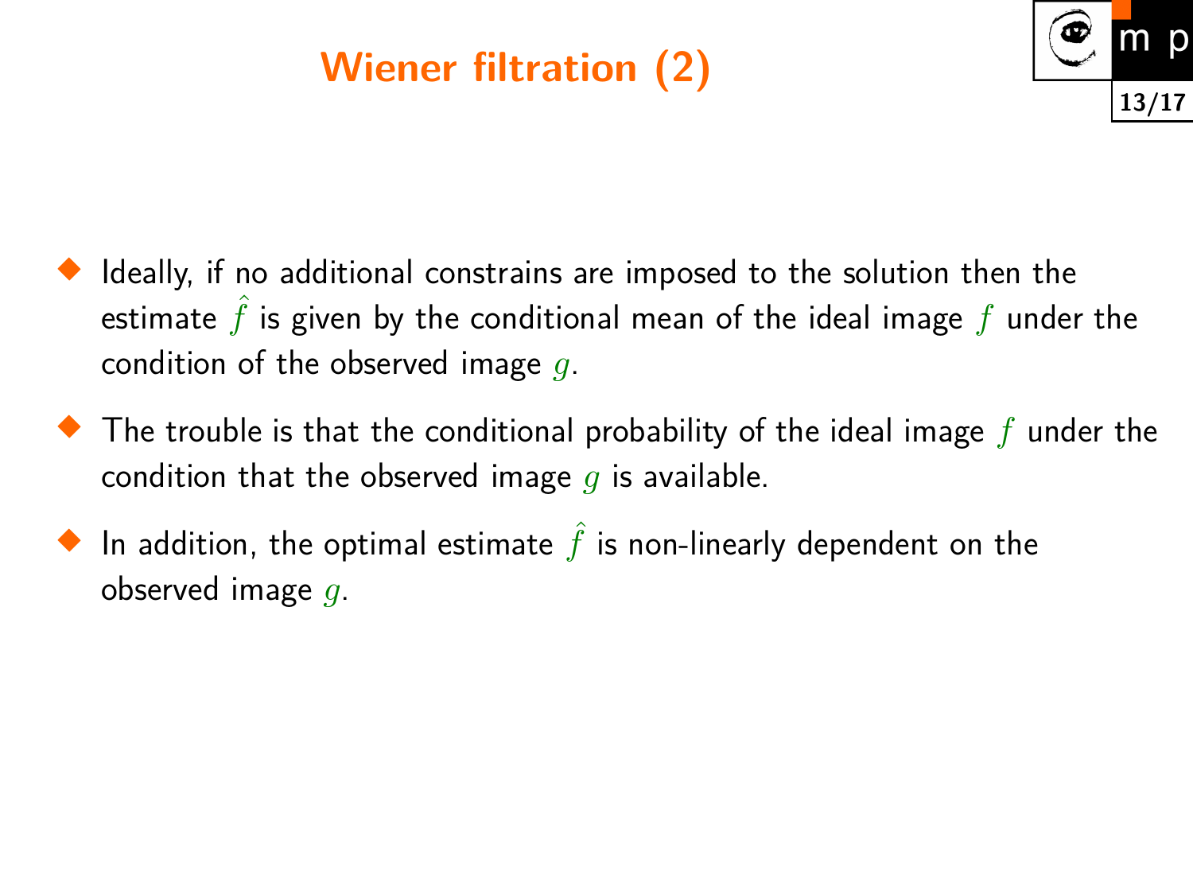# Wiener filtration (2)

- Ideally, if no additional constrains are imposed to the solution then the estimate $\hat{f}$ is given by the conditional mean of the ideal image $f$ under the condition of the observed image $g$.
- The trouble is that the conditional probability of the ideal image $f$ under the condition that the observed image $g$ is available.
- In addition, the optimal estimate $\hat{f}$ is non-linearly dependent on the observed image $g$.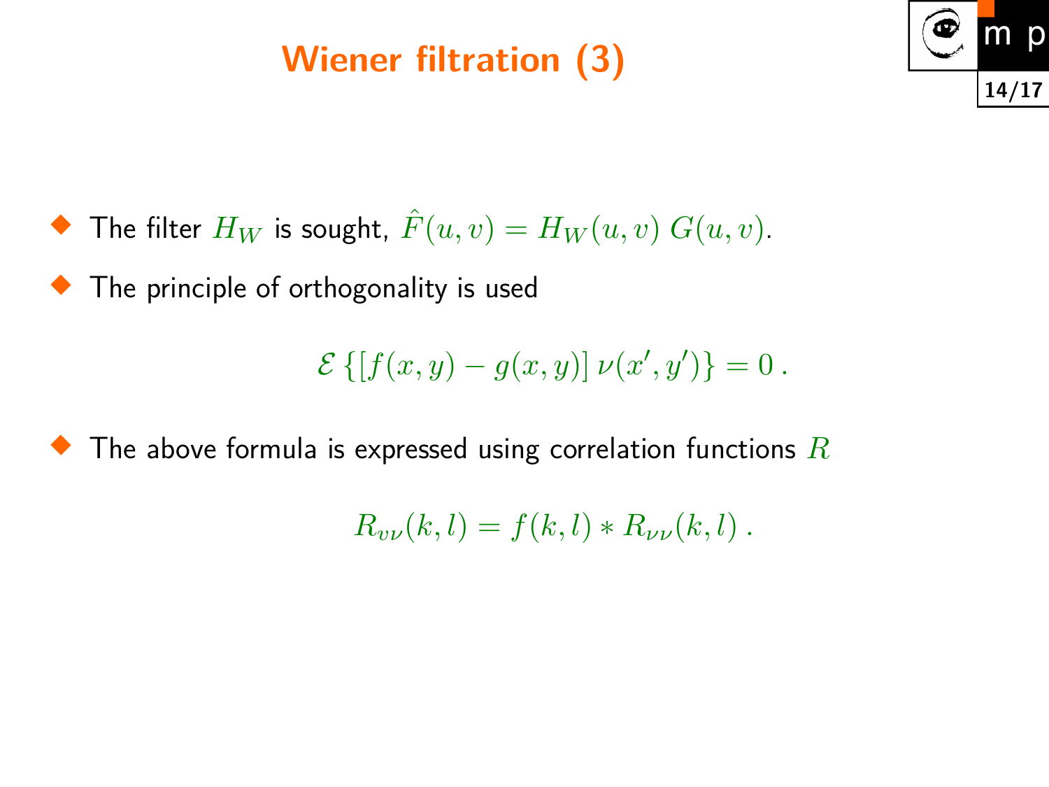# Wiener filtration (3)

- The filter $H_W$ is sought, $\hat{F}(u,v) = H_W(u,v)\, G(u,v)$.
- The principle of orthogonality is used

$$\mathcal{E}\left\{ [f(x,y) - g(x,y)]\, \nu(x',y') \right\} = 0\,.$$

- The above formula is expressed using correlation functions $R$

$$R_{v\nu}(k,l) = f(k,l) * R_{\nu\nu}(k,l)\,.$$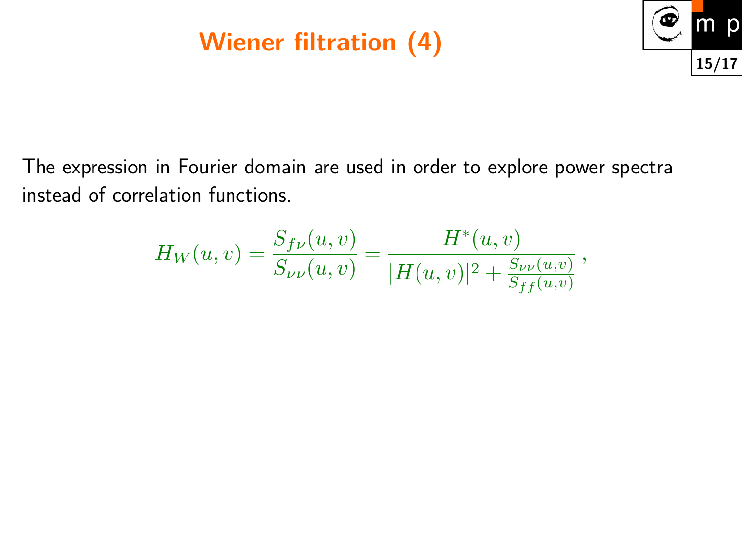# Wiener filtration (4)

The expression in Fourier domain are used in order to explore power spectra instead of correlation functions.

$$H_W(u,v) = \frac{S_{f\nu}(u,v)}{S_{\nu\nu}(u,v)} = \frac{H^*(u,v)}{|H(u,v)|^2 + \frac{S_{\nu\nu}(u,v)}{S_{ff}(u,v)}}\,,$$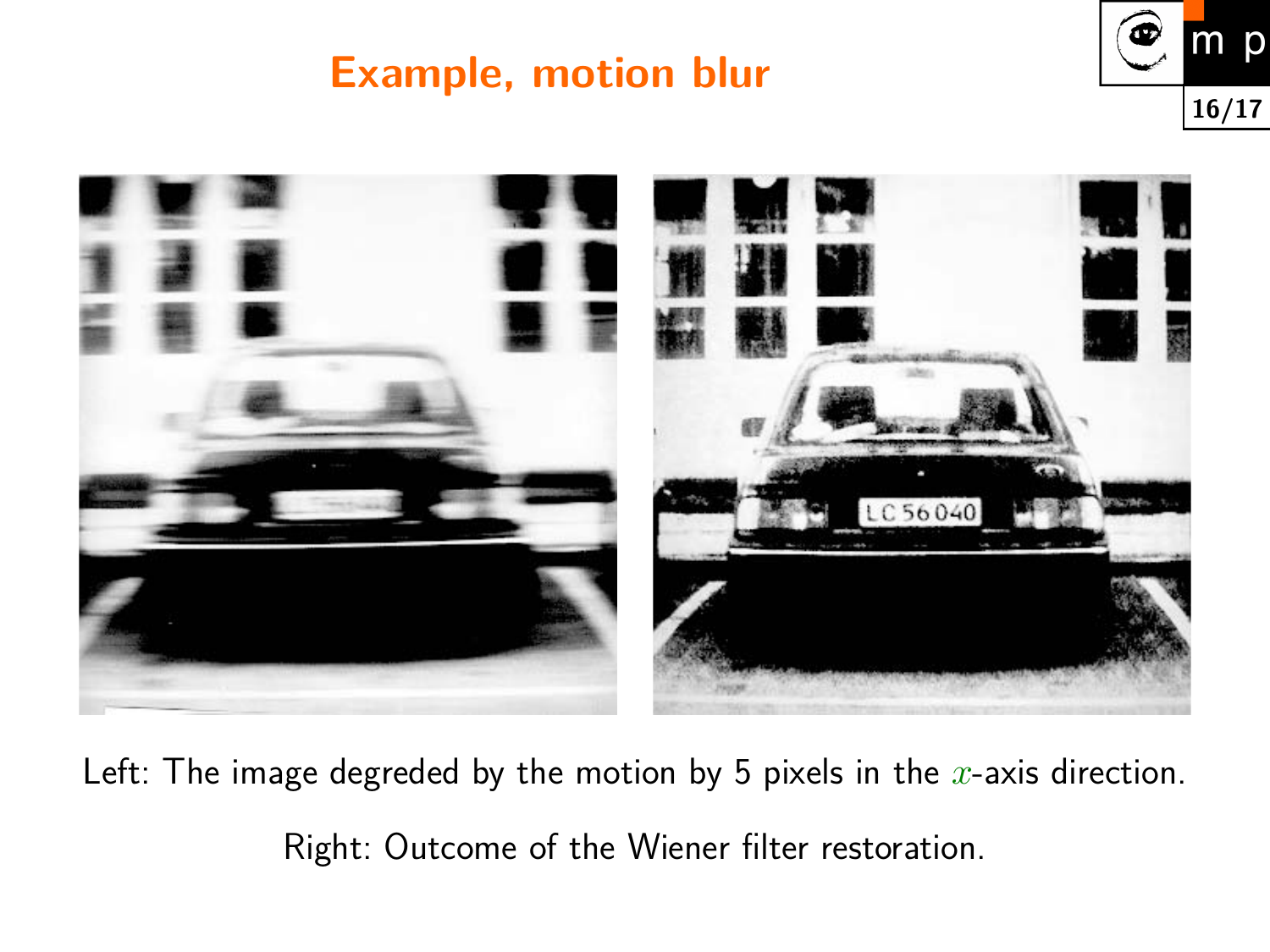# Example, motion blur

Left: The image degreded by the motion by 5 pixels in the $x$-axis direction.

Right: Outcome of the Wiener filter restoration.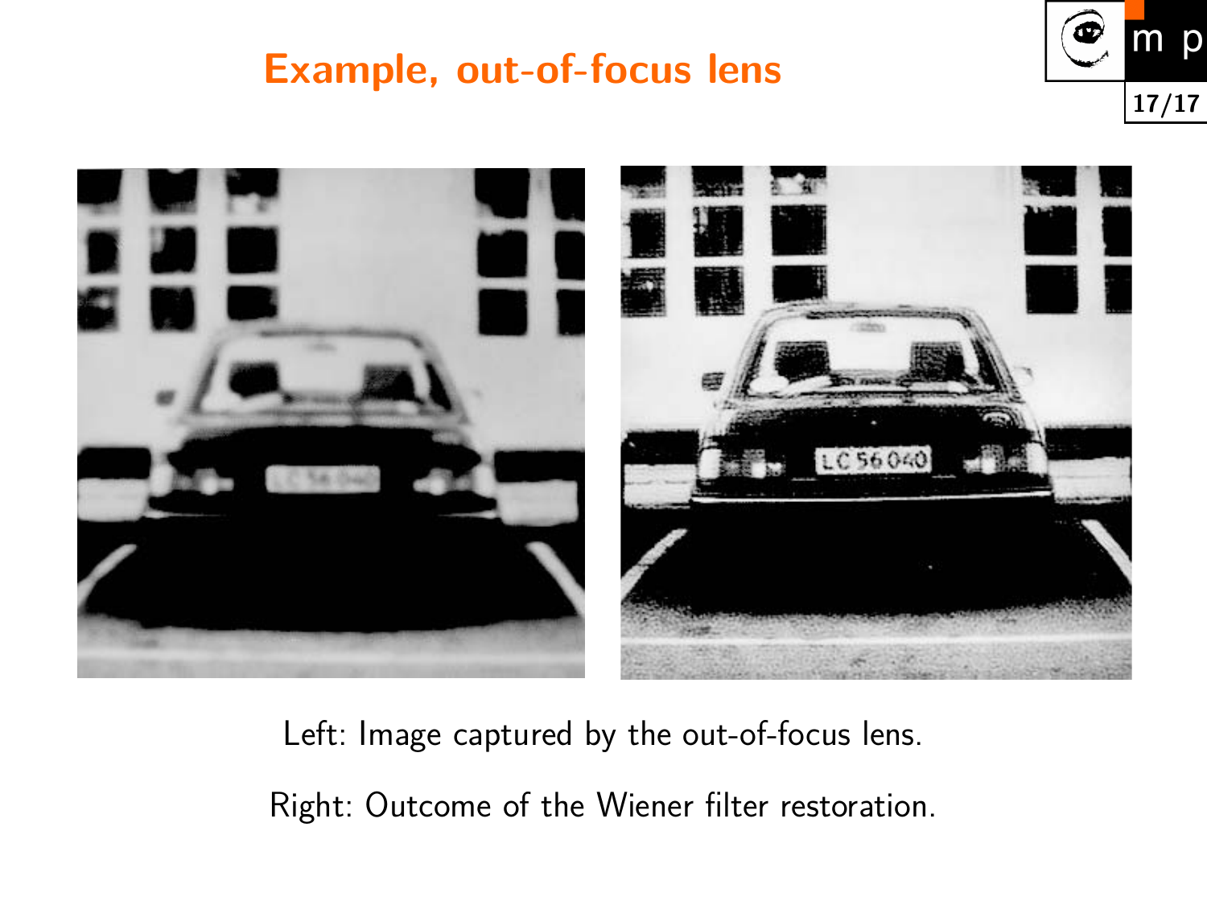# Example, out-of-focus lens

Left: Image captured by the out-of-focus lens.

Right: Outcome of the Wiener filter restoration.